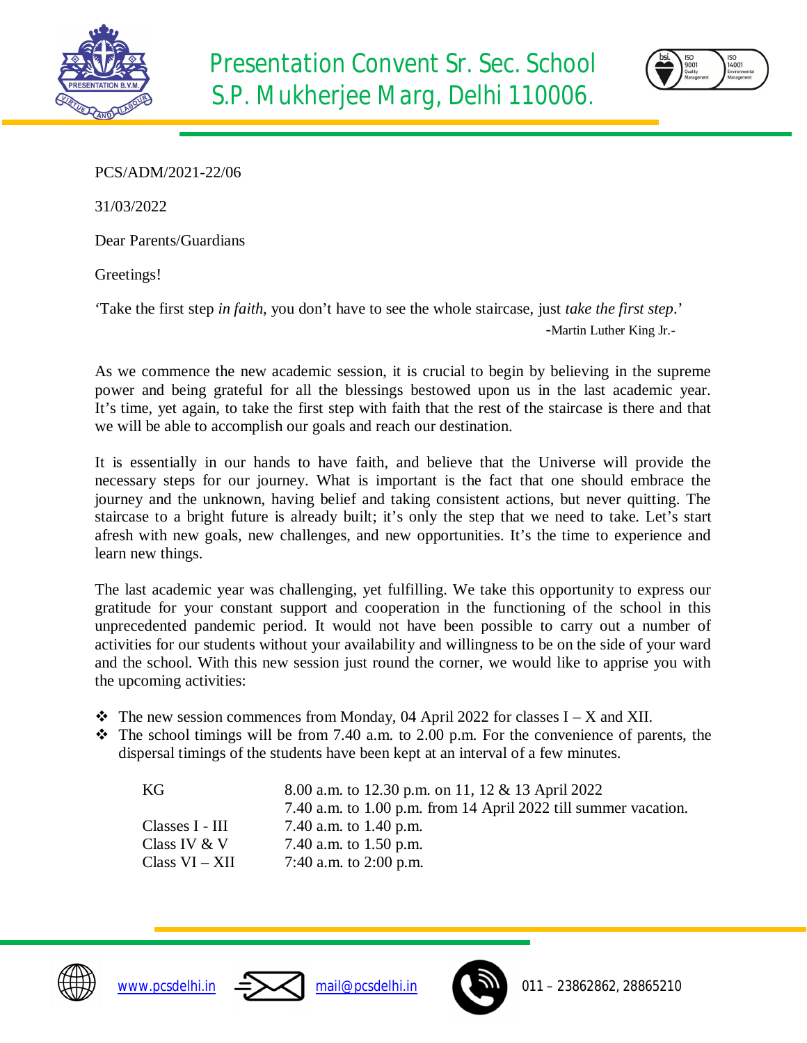# Presentation Convent Sr. Sec. School
## S.P. Mukherjee Marg, Delhi 110006.

PCS/ADM/2021-22/06

31/03/2022

Dear Parents/Guardians

Greetings!

'Take the first step *in faith*, you don't have to see the whole staircase, just *take the first step*.'

-Martin Luther King Jr.-

As we commence the new academic session, it is crucial to begin by believing in the supreme power and being grateful for all the blessings bestowed upon us in the last academic year. It's time, yet again, to take the first step with faith that the rest of the staircase is there and that we will be able to accomplish our goals and reach our destination.

It is essentially in our hands to have faith, and believe that the Universe will provide the necessary steps for our journey. What is important is the fact that one should embrace the journey and the unknown, having belief and taking consistent actions, but never quitting. The staircase to a bright future is already built; it's only the step that we need to take. Let's start afresh with new goals, new challenges, and new opportunities. It's the time to experience and learn new things.

The last academic year was challenging, yet fulfilling. We take this opportunity to express our gratitude for your constant support and cooperation in the functioning of the school in this unprecedented pandemic period. It would not have been possible to carry out a number of activities for our students without your availability and willingness to be on the side of your ward and the school. With this new session just round the corner, we would like to apprise you with the upcoming activities:

- The new session commences from Monday, 04 April 2022 for classes I – X and XII.
- The school timings will be from 7.40 a.m. to 2.00 p.m. For the convenience of parents, the dispersal timings of the students have been kept at an interval of a few minutes.

| | |
|---|---|
| KG | 8.00 a.m. to 12.30 p.m. on 11, 12 & 13 April 2022 |
| | 7.40 a.m. to 1.00 p.m. from 14 April 2022 till summer vacation. |
| Classes I - III | 7.40 a.m. to 1.40 p.m. |
| Class IV & V | 7.40 a.m. to 1.50 p.m. |
| Class VI – XII | 7:40 a.m. to 2:00 p.m. |

www.pcsdelhi.in mail@pcsdelhi.in 011 – 23862862, 28865210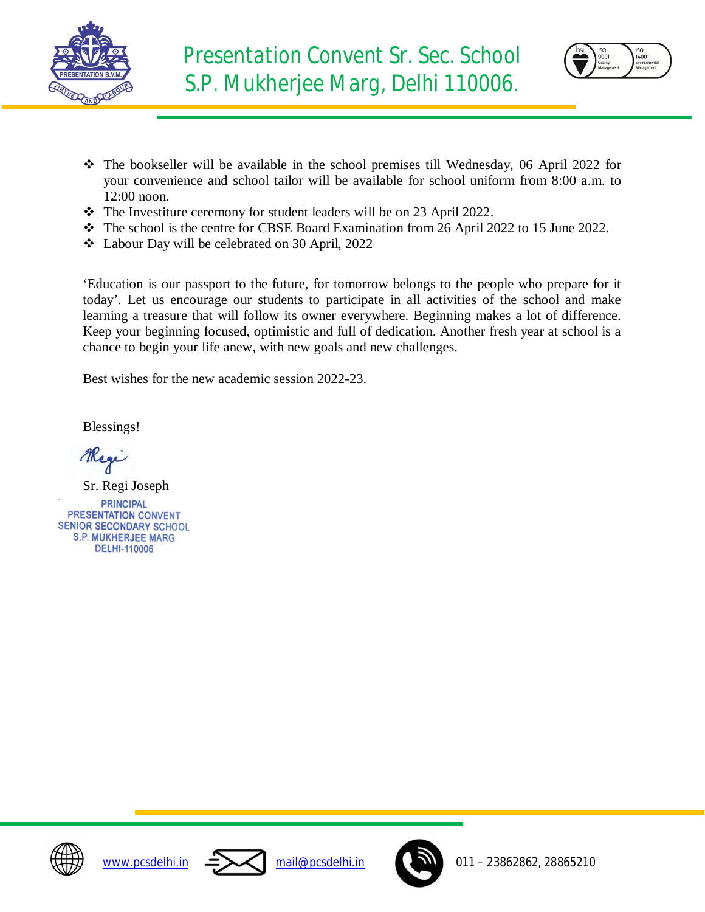- The bookseller will be available in the school premises till Wednesday, 06 April 2022 for your convenience and school tailor will be available for school uniform from 8:00 a.m. to 12:00 noon.
- The Investiture ceremony for student leaders will be on 23 April 2022.
- The school is the centre for CBSE Board Examination from 26 April 2022 to 15 June 2022.
- Labour Day will be celebrated on 30 April, 2022

'Education is our passport to the future, for tomorrow belongs to the people who prepare for it today'. Let us encourage our students to participate in all activities of the school and make learning a treasure that will follow its owner everywhere. Beginning makes a lot of difference. Keep your beginning focused, optimistic and full of dedication. Another fresh year at school is a chance to begin your life anew, with new goals and new challenges.

Best wishes for the new academic session 2022-23.

Blessings!

Sr. Regi Joseph

PRINCIPAL
PRESENTATION CONVENT
SENIOR SECONDARY SCHOOL
S.P. MUKHERJEE MARG
DELHI-110006